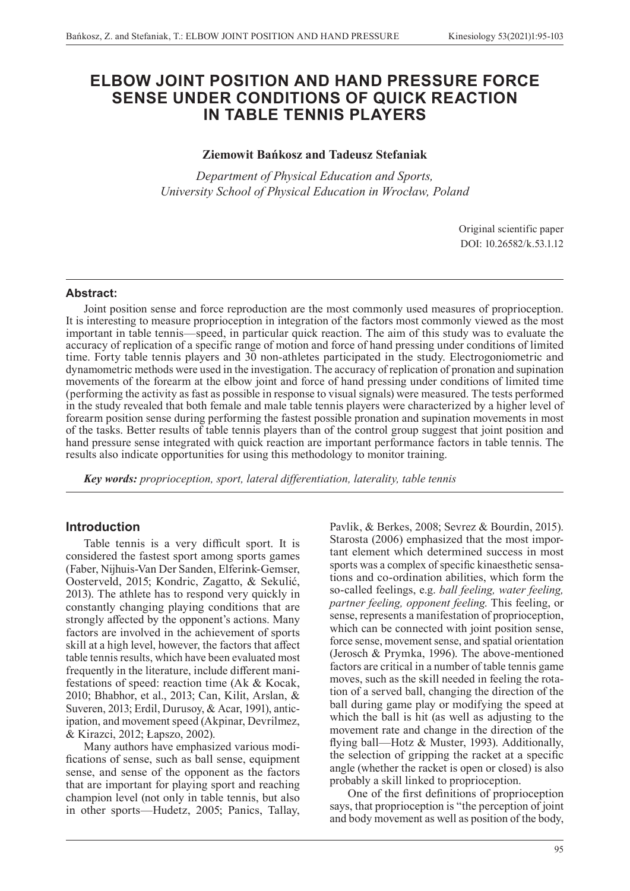# ELBOW JOINT POSITION AND HAND PRESSURE FORCE SENSE UNDER CONDITIONS OF QUICK REACTION IN TABLE TENNIS PLAYERS

**Ziemowit Bańkosz and Tadeusz Stefaniak**

*Department of Physical Education and Sports,*
*University School of Physical Education in Wrocław, Poland*

Original scientific paper
DOI: 10.26582/k.53.1.12

**Abstract:**

Joint position sense and force reproduction are the most commonly used measures of proprioception. It is interesting to measure proprioception in integration of the factors most commonly viewed as the most important in table tennis—speed, in particular quick reaction. The aim of this study was to evaluate the accuracy of replication of a specific range of motion and force of hand pressing under conditions of limited time. Forty table tennis players and 30 non-athletes participated in the study. Electrogoniometric and dynamometric methods were used in the investigation. The accuracy of replication of pronation and supination movements of the forearm at the elbow joint and force of hand pressing under conditions of limited time (performing the activity as fast as possible in response to visual signals) were measured. The tests performed in the study revealed that both female and male table tennis players were characterized by a higher level of forearm position sense during performing the fastest possible pronation and supination movements in most of the tasks. Better results of table tennis players than of the control group suggest that joint position and hand pressure sense integrated with quick reaction are important performance factors in table tennis. The results also indicate opportunities for using this methodology to monitor training.

***Key words:*** *proprioception, sport, lateral differentiation, laterality, table tennis*

## Introduction

Table tennis is a very difficult sport. It is considered the fastest sport among sports games (Faber, Nijhuis-Van Der Sanden, Elferink-Gemser, Oosterveld, 2015; Kondric, Zagatto, & Sekulić, 2013). The athlete has to respond very quickly in constantly changing playing conditions that are strongly affected by the opponent's actions. Many factors are involved in the achievement of sports skill at a high level, however, the factors that affect table tennis results, which have been evaluated most frequently in the literature, include different manifestations of speed: reaction time (Ak & Kocak, 2010; Bhabhor, et al., 2013; Can, Kilit, Arslan, & Suveren, 2013; Erdil, Durusoy, & Acar, 1991), anticipation, and movement speed (Akpinar, Devrilmez, & Kirazci, 2012; Łapszo, 2002).

Many authors have emphasized various modifications of sense, such as ball sense, equipment sense, and sense of the opponent as the factors that are important for playing sport and reaching champion level (not only in table tennis, but also in other sports—Hudetz, 2005; Panics, Tallay, Pavlik, & Berkes, 2008; Sevrez & Bourdin, 2015). Starosta (2006) emphasized that the most important element which determined success in most sports was a complex of specific kinaesthetic sensations and co-ordination abilities, which form the so-called feelings, e.g. *ball feeling, water feeling, partner feeling, opponent feeling*. This feeling, or sense, represents a manifestation of proprioception, which can be connected with joint position sense, force sense, movement sense, and spatial orientation (Jerosch & Prymka, 1996). The above-mentioned factors are critical in a number of table tennis game moves, such as the skill needed in feeling the rotation of a served ball, changing the direction of the ball during game play or modifying the speed at which the ball is hit (as well as adjusting to the movement rate and change in the direction of the flying ball—Hotz & Muster, 1993). Additionally, the selection of gripping the racket at a specific angle (whether the racket is open or closed) is also probably a skill linked to proprioception.

One of the first definitions of proprioception says, that proprioception is "the perception of joint and body movement as well as position of the body,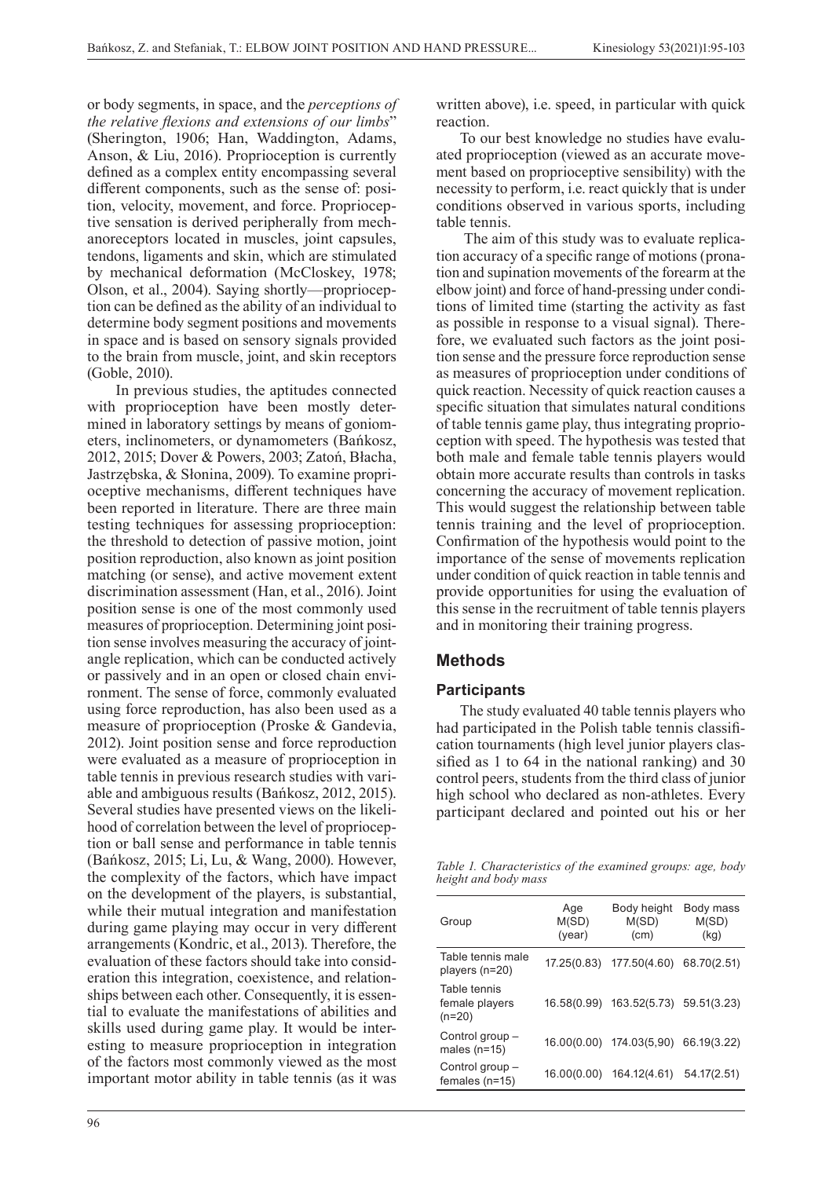or body segments, in space, and the *perceptions of the relative flexions and extensions of our limbs*" (Sherington, 1906; Han, Waddington, Adams, Anson, & Liu, 2016). Proprioception is currently defined as a complex entity encompassing several different components, such as the sense of: position, velocity, movement, and force. Proprioceptive sensation is derived peripherally from mechanoreceptors located in muscles, joint capsules, tendons, ligaments and skin, which are stimulated by mechanical deformation (McCloskey, 1978; Olson, et al., 2004). Saying shortly—proprioception can be defined as the ability of an individual to determine body segment positions and movements in space and is based on sensory signals provided to the brain from muscle, joint, and skin receptors (Goble, 2010).

In previous studies, the aptitudes connected with proprioception have been mostly determined in laboratory settings by means of goniometers, inclinometers, or dynamometers (Bańkosz, 2012, 2015; Dover & Powers, 2003; Zatoń, Błacha, Jastrzębska, & Słonina, 2009). To examine proprioceptive mechanisms, different techniques have been reported in literature. There are three main testing techniques for assessing proprioception: the threshold to detection of passive motion, joint position reproduction, also known as joint position matching (or sense), and active movement extent discrimination assessment (Han, et al., 2016). Joint position sense is one of the most commonly used measures of proprioception. Determining joint position sense involves measuring the accuracy of joint-angle replication, which can be conducted actively or passively and in an open or closed chain environment. The sense of force, commonly evaluated using force reproduction, has also been used as a measure of proprioception (Proske & Gandevia, 2012). Joint position sense and force reproduction were evaluated as a measure of proprioception in table tennis in previous research studies with variable and ambiguous results (Bańkosz, 2012, 2015). Several studies have presented views on the likelihood of correlation between the level of proprioception or ball sense and performance in table tennis (Bańkosz, 2015; Li, Lu, & Wang, 2000). However, the complexity of the factors, which have impact on the development of the players, is substantial, while their mutual integration and manifestation during game playing may occur in very different arrangements (Kondric, et al., 2013). Therefore, the evaluation of these factors should take into consideration this integration, coexistence, and relationships between each other. Consequently, it is essential to evaluate the manifestations of abilities and skills used during game play. It would be interesting to measure proprioception in integration of the factors most commonly viewed as the most important motor ability in table tennis (as it was written above), i.e. speed, in particular with quick reaction.

To our best knowledge no studies have evaluated proprioception (viewed as an accurate movement based on proprioceptive sensibility) with the necessity to perform, i.e. react quickly that is under conditions observed in various sports, including table tennis.

The aim of this study was to evaluate replication accuracy of a specific range of motions (pronation and supination movements of the forearm at the elbow joint) and force of hand-pressing under conditions of limited time (starting the activity as fast as possible in response to a visual signal). Therefore, we evaluated such factors as the joint position sense and the pressure force reproduction sense as measures of proprioception under conditions of quick reaction. Necessity of quick reaction causes a specific situation that simulates natural conditions of table tennis game play, thus integrating proprioception with speed. The hypothesis was tested that both male and female table tennis players would obtain more accurate results than controls in tasks concerning the accuracy of movement replication. This would suggest the relationship between table tennis training and the level of proprioception. Confirmation of the hypothesis would point to the importance of the sense of movements replication under condition of quick reaction in table tennis and provide opportunities for using the evaluation of this sense in the recruitment of table tennis players and in monitoring their training progress.

## Methods

### Participants

The study evaluated 40 table tennis players who had participated in the Polish table tennis classification tournaments (high level junior players classified as 1 to 64 in the national ranking) and 30 control peers, students from the third class of junior high school who declared as non-athletes. Every participant declared and pointed out his or her

*Table 1. Characteristics of the examined groups: age, body height and body mass*

| Group | Age M(SD) (year) | Body height M(SD) (cm) | Body mass M(SD) (kg) |
|---|---|---|---|
| Table tennis male players (n=20) | 17.25(0.83) | 177.50(4.60) | 68.70(2.51) |
| Table tennis female players (n=20) | 16.58(0.99) | 163.52(5.73) | 59.51(3.23) |
| Control group – males (n=15) | 16.00(0.00) | 174.03(5,90) | 66.19(3.22) |
| Control group – females (n=15) | 16.00(0.00) | 164.12(4.61) | 54.17(2.51) |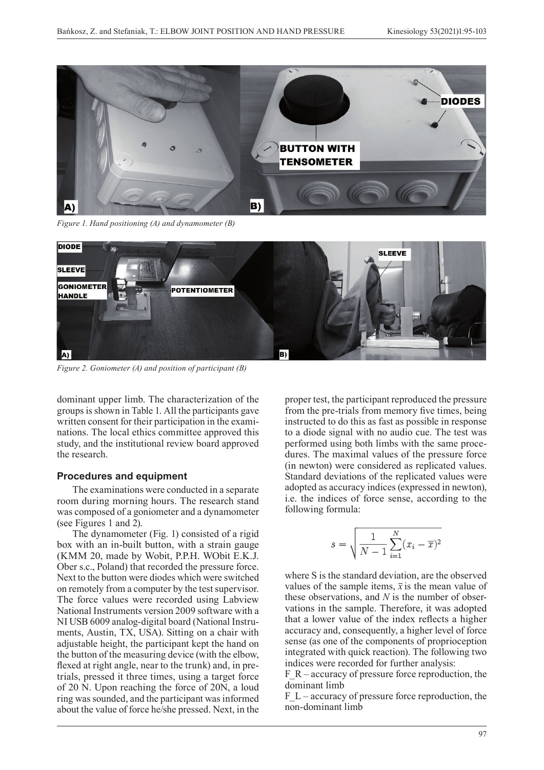*Figure 1. Hand positioning (A) and dynamometer (B)*

*Figure 2. Goniometer (A) and position of participant (B)*

dominant upper limb. The characterization of the groups is shown in Table 1. All the participants gave written consent for their participation in the examinations. The local ethics committee approved this study, and the institutional review board approved the research.

### Procedures and equipment

The examinations were conducted in a separate room during morning hours. The research stand was composed of a goniometer and a dynamometer (see Figures 1 and 2).

The dynamometer (Fig. 1) consisted of a rigid box with an in-built button, with a strain gauge (KMM 20, made by Wobit, P.P.H. WObit E.K.J. Ober s.c., Poland) that recorded the pressure force. Next to the button were diodes which were switched on remotely from a computer by the test supervisor. The force values were recorded using Labview National Instruments version 2009 software with a NI USB 6009 analog-digital board (National Instruments, Austin, TX, USA). Sitting on a chair with adjustable height, the participant kept the hand on the button of the measuring device (with the elbow, flexed at right angle, near to the trunk) and, in pre-trials, pressed it three times, using a target force of 20 N. Upon reaching the force of 20N, a loud ring was sounded, and the participant was informed about the value of force he/she pressed. Next, in the proper test, the participant reproduced the pressure from the pre-trials from memory five times, being instructed to do this as fast as possible in response to a diode signal with no audio cue. The test was performed using both limbs with the same procedures. The maximal values of the pressure force (in newton) were considered as replicated values. Standard deviations of the replicated values were adopted as accuracy indices (expressed in newton), i.e. the indices of force sense, according to the following formula:

$$s = \sqrt{\frac{1}{N-1}\sum_{i=1}^{N}(x_i - \overline{x})^2}$$

where S is the standard deviation, are the observed values of the sample items, $\bar{x}$ is the mean value of these observations, and $N$ is the number of observations in the sample. Therefore, it was adopted that a lower value of the index reflects a higher accuracy and, consequently, a higher level of force sense (as one of the components of proprioception integrated with quick reaction). The following two indices were recorded for further analysis:

F_R – accuracy of pressure force reproduction, the dominant limb

F_L – accuracy of pressure force reproduction, the non-dominant limb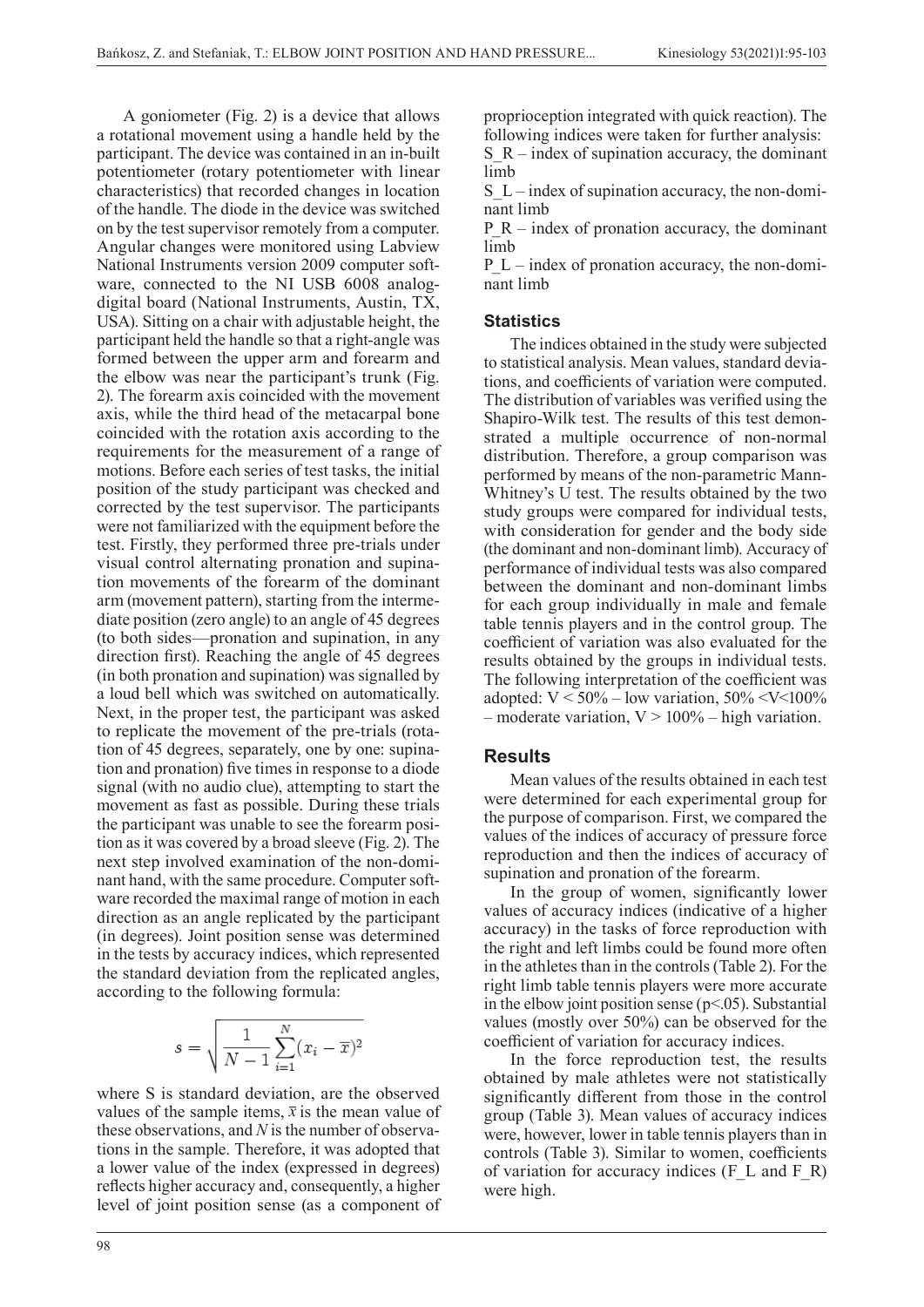A goniometer (Fig. 2) is a device that allows a rotational movement using a handle held by the participant. The device was contained in an in-built potentiometer (rotary potentiometer with linear characteristics) that recorded changes in location of the handle. The diode in the device was switched on by the test supervisor remotely from a computer. Angular changes were monitored using Labview National Instruments version 2009 computer software, connected to the NI USB 6008 analog-digital board (National Instruments, Austin, TX, USA). Sitting on a chair with adjustable height, the participant held the handle so that a right-angle was formed between the upper arm and forearm and the elbow was near the participant's trunk (Fig. 2). The forearm axis coincided with the movement axis, while the third head of the metacarpal bone coincided with the rotation axis according to the requirements for the measurement of a range of motions. Before each series of test tasks, the initial position of the study participant was checked and corrected by the test supervisor. The participants were not familiarized with the equipment before the test. Firstly, they performed three pre-trials under visual control alternating pronation and supination movements of the forearm of the dominant arm (movement pattern), starting from the intermediate position (zero angle) to an angle of 45 degrees (to both sides—pronation and supination, in any direction first). Reaching the angle of 45 degrees (in both pronation and supination) was signalled by a loud bell which was switched on automatically. Next, in the proper test, the participant was asked to replicate the movement of the pre-trials (rotation of 45 degrees, separately, one by one: supination and pronation) five times in response to a diode signal (with no audio clue), attempting to start the movement as fast as possible. During these trials the participant was unable to see the forearm position as it was covered by a broad sleeve (Fig. 2). The next step involved examination of the non-dominant hand, with the same procedure. Computer software recorded the maximal range of motion in each direction as an angle replicated by the participant (in degrees). Joint position sense was determined in the tests by accuracy indices, which represented the standard deviation from the replicated angles, according to the following formula:

$$s = \sqrt{\frac{1}{N-1}\sum_{i=1}^{N}(x_i - \overline{x})^2}$$

where S is standard deviation, are the observed values of the sample items, $\bar{x}$ is the mean value of these observations, and $N$ is the number of observations in the sample. Therefore, it was adopted that a lower value of the index (expressed in degrees) reflects higher accuracy and, consequently, a higher level of joint position sense (as a component of proprioception integrated with quick reaction). The following indices were taken for further analysis:

S_R – index of supination accuracy, the dominant limb

S_L – index of supination accuracy, the non-dominant limb

P_R – index of pronation accuracy, the dominant limb

P_L – index of pronation accuracy, the non-dominant limb

### Statistics

The indices obtained in the study were subjected to statistical analysis. Mean values, standard deviations, and coefficients of variation were computed. The distribution of variables was verified using the Shapiro-Wilk test. The results of this test demonstrated a multiple occurrence of non-normal distribution. Therefore, a group comparison was performed by means of the non-parametric Mann-Whitney's U test. The results obtained by the two study groups were compared for individual tests, with consideration for gender and the body side (the dominant and non-dominant limb). Accuracy of performance of individual tests was also compared between the dominant and non-dominant limbs for each group individually in male and female table tennis players and in the control group. The coefficient of variation was also evaluated for the results obtained by the groups in individual tests. The following interpretation of the coefficient was adopted: $V < 50\%$ – low variation, $50\% < V < 100\%$ – moderate variation, $V > 100\%$ – high variation.

## Results

Mean values of the results obtained in each test were determined for each experimental group for the purpose of comparison. First, we compared the values of the indices of accuracy of pressure force reproduction and then the indices of accuracy of supination and pronation of the forearm.

In the group of women, significantly lower values of accuracy indices (indicative of a higher accuracy) in the tasks of force reproduction with the right and left limbs could be found more often in the athletes than in the controls (Table 2). For the right limb table tennis players were more accurate in the elbow joint position sense ($p<.05$). Substantial values (mostly over 50%) can be observed for the coefficient of variation for accuracy indices.

In the force reproduction test, the results obtained by male athletes were not statistically significantly different from those in the control group (Table 3). Mean values of accuracy indices were, however, lower in table tennis players than in controls (Table 3). Similar to women, coefficients of variation for accuracy indices (F_L and F_R) were high.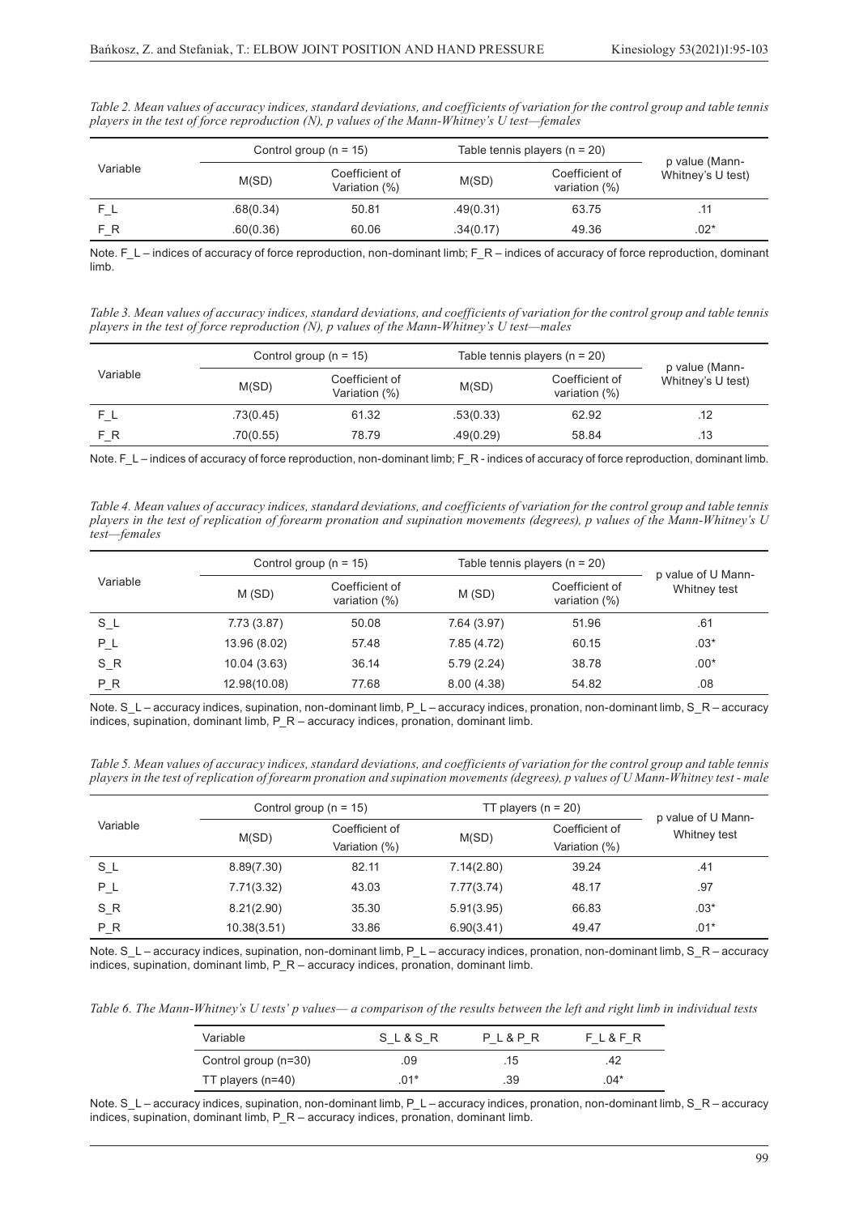*Table 2. Mean values of accuracy indices, standard deviations, and coefficients of variation for the control group and table tennis players in the test of force reproduction (N), p values of the Mann-Whitney's U test—females*

| Variable | Control group (n = 15) | | Table tennis players (n = 20) | | p value (Mann-Whitney's U test) |
|---|---|---|---|---|---|
| | M(SD) | Coefficient of Variation (%) | M(SD) | Coefficient of variation (%) | |
| F_L | .68(0.34) | 50.81 | .49(0.31) | 63.75 | .11 |
| F_R | .60(0.36) | 60.06 | .34(0.17) | 49.36 | .02* |

Note. F_L – indices of accuracy of force reproduction, non-dominant limb; F_R – indices of accuracy of force reproduction, dominant limb.

*Table 3. Mean values of accuracy indices, standard deviations, and coefficients of variation for the control group and table tennis players in the test of force reproduction (N), p values of the Mann-Whitney's U test—males*

| Variable | Control group (n = 15) | | Table tennis players (n = 20) | | p value (Mann-Whitney's U test) |
|---|---|---|---|---|---|
| | M(SD) | Coefficient of Variation (%) | M(SD) | Coefficient of variation (%) | |
| F_L | .73(0.45) | 61.32 | .53(0.33) | 62.92 | .12 |
| F_R | .70(0.55) | 78.79 | .49(0.29) | 58.84 | .13 |

Note. F_L – indices of accuracy of force reproduction, non-dominant limb; F_R - indices of accuracy of force reproduction, dominant limb.

*Table 4. Mean values of accuracy indices, standard deviations, and coefficients of variation for the control group and table tennis players in the test of replication of forearm pronation and supination movements (degrees), p values of the Mann-Whitney's U test—females*

| Variable | Control group (n = 15) | | Table tennis players (n = 20) | | p value of U Mann-Whitney test |
|---|---|---|---|---|---|
| | M (SD) | Coefficient of variation (%) | M (SD) | Coefficient of variation (%) | |
| S_L | 7.73 (3.87) | 50.08 | 7.64 (3.97) | 51.96 | .61 |
| P_L | 13.96 (8.02) | 57.48 | 7.85 (4.72) | 60.15 | .03* |
| S_R | 10.04 (3.63) | 36.14 | 5.79 (2.24) | 38.78 | .00* |
| P_R | 12.98(10.08) | 77.68 | 8.00 (4.38) | 54.82 | .08 |

Note. S_L – accuracy indices, supination, non-dominant limb, P_L – accuracy indices, pronation, non-dominant limb, S_R – accuracy indices, supination, dominant limb, P_R – accuracy indices, pronation, dominant limb.

*Table 5. Mean values of accuracy indices, standard deviations, and coefficients of variation for the control group and table tennis players in the test of replication of forearm pronation and supination movements (degrees), p values of U Mann-Whitney test - male*

| Variable | Control group (n = 15) | | TT players (n = 20) | | p value of U Mann-Whitney test |
|---|---|---|---|---|---|
| | M(SD) | Coefficient of Variation (%) | M(SD) | Coefficient of Variation (%) | |
| S_L | 8.89(7.30) | 82.11 | 7.14(2.80) | 39.24 | .41 |
| P_L | 7.71(3.32) | 43.03 | 7.77(3.74) | 48.17 | .97 |
| S_R | 8.21(2.90) | 35.30 | 5.91(3.95) | 66.83 | .03* |
| P_R | 10.38(3.51) | 33.86 | 6.90(3.41) | 49.47 | .01* |

Note. S_L – accuracy indices, supination, non-dominant limb, P_L – accuracy indices, pronation, non-dominant limb, S_R – accuracy indices, supination, dominant limb, P_R – accuracy indices, pronation, dominant limb.

*Table 6. The Mann-Whitney's U tests' p values— a comparison of the results between the left and right limb in individual tests*

| Variable | S_L & S_R | P_L & P_R | F_L & F_R |
|---|---|---|---|
| Control group (n=30) | .09 | .15 | .42 |
| TT players (n=40) | .01* | .39 | .04* |

Note. S_L – accuracy indices, supination, non-dominant limb, P_L – accuracy indices, pronation, non-dominant limb, S_R – accuracy indices, supination, dominant limb, P_R – accuracy indices, pronation, dominant limb.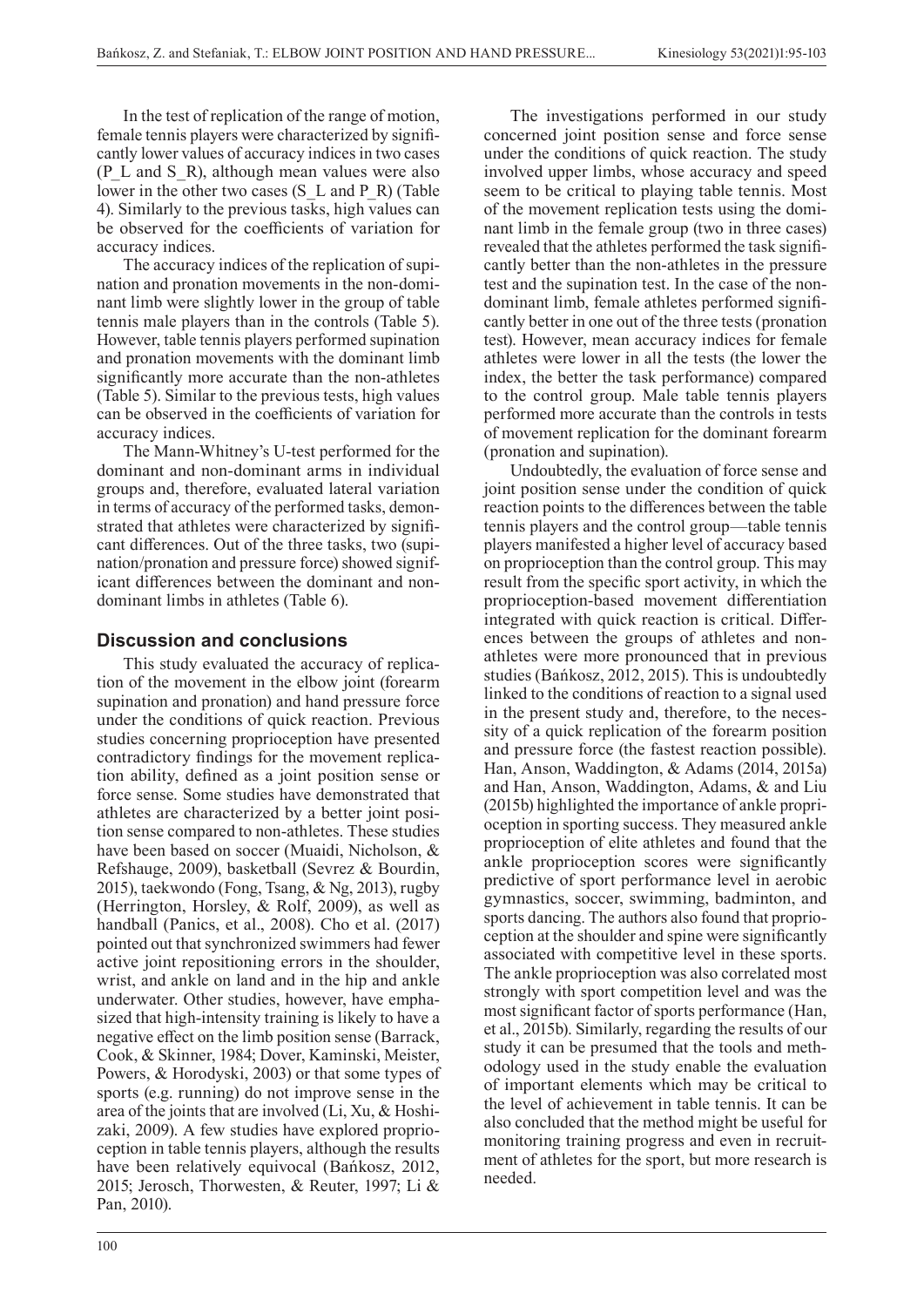In the test of replication of the range of motion, female tennis players were characterized by significantly lower values of accuracy indices in two cases (P_L and S_R), although mean values were also lower in the other two cases (S_L and P_R) (Table 4). Similarly to the previous tasks, high values can be observed for the coefficients of variation for accuracy indices.

The accuracy indices of the replication of supination and pronation movements in the non-dominant limb were slightly lower in the group of table tennis male players than in the controls (Table 5). However, table tennis players performed supination and pronation movements with the dominant limb significantly more accurate than the non-athletes (Table 5). Similar to the previous tests, high values can be observed in the coefficients of variation for accuracy indices.

The Mann-Whitney's U-test performed for the dominant and non-dominant arms in individual groups and, therefore, evaluated lateral variation in terms of accuracy of the performed tasks, demonstrated that athletes were characterized by significant differences. Out of the three tasks, two (supination/pronation and pressure force) showed significant differences between the dominant and non-dominant limbs in athletes (Table 6).

## Discussion and conclusions

This study evaluated the accuracy of replication of the movement in the elbow joint (forearm supination and pronation) and hand pressure force under the conditions of quick reaction. Previous studies concerning proprioception have presented contradictory findings for the movement replication ability, defined as a joint position sense or force sense. Some studies have demonstrated that athletes are characterized by a better joint position sense compared to non-athletes. These studies have been based on soccer (Muaidi, Nicholson, & Refshauge, 2009), basketball (Sevrez & Bourdin, 2015), taekwondo (Fong, Tsang, & Ng, 2013), rugby (Herrington, Horsley, & Rolf, 2009), as well as handball (Panics, et al., 2008). Cho et al. (2017) pointed out that synchronized swimmers had fewer active joint repositioning errors in the shoulder, wrist, and ankle on land and in the hip and ankle underwater. Other studies, however, have emphasized that high-intensity training is likely to have a negative effect on the limb position sense (Barrack, Cook, & Skinner, 1984; Dover, Kaminski, Meister, Powers, & Horodyski, 2003) or that some types of sports (e.g. running) do not improve sense in the area of the joints that are involved (Li, Xu, & Hoshizaki, 2009). A few studies have explored proprioception in table tennis players, although the results have been relatively equivocal (Bańkosz, 2012, 2015; Jerosch, Thorwesten, & Reuter, 1997; Li & Pan, 2010).

The investigations performed in our study concerned joint position sense and force sense under the conditions of quick reaction. The study involved upper limbs, whose accuracy and speed seem to be critical to playing table tennis. Most of the movement replication tests using the dominant limb in the female group (two in three cases) revealed that the athletes performed the task significantly better than the non-athletes in the pressure test and the supination test. In the case of the non-dominant limb, female athletes performed significantly better in one out of the three tests (pronation test). However, mean accuracy indices for female athletes were lower in all the tests (the lower the index, the better the task performance) compared to the control group. Male table tennis players performed more accurate than the controls in tests of movement replication for the dominant forearm (pronation and supination).

Undoubtedly, the evaluation of force sense and joint position sense under the condition of quick reaction points to the differences between the table tennis players and the control group—table tennis players manifested a higher level of accuracy based on proprioception than the control group. This may result from the specific sport activity, in which the proprioception-based movement differentiation integrated with quick reaction is critical. Differences between the groups of athletes and non-athletes were more pronounced that in previous studies (Bańkosz, 2012, 2015). This is undoubtedly linked to the conditions of reaction to a signal used in the present study and, therefore, to the necessity of a quick replication of the forearm position and pressure force (the fastest reaction possible). Han, Anson, Waddington, & Adams (2014, 2015a) and Han, Anson, Waddington, Adams, & and Liu (2015b) highlighted the importance of ankle proprioception in sporting success. They measured ankle proprioception of elite athletes and found that the ankle proprioception scores were significantly predictive of sport performance level in aerobic gymnastics, soccer, swimming, badminton, and sports dancing. The authors also found that proprioception at the shoulder and spine were significantly associated with competitive level in these sports. The ankle proprioception was also correlated most strongly with sport competition level and was the most significant factor of sports performance (Han, et al., 2015b). Similarly, regarding the results of our study it can be presumed that the tools and methodology used in the study enable the evaluation of important elements which may be critical to the level of achievement in table tennis. It can be also concluded that the method might be useful for monitoring training progress and even in recruitment of athletes for the sport, but more research is needed.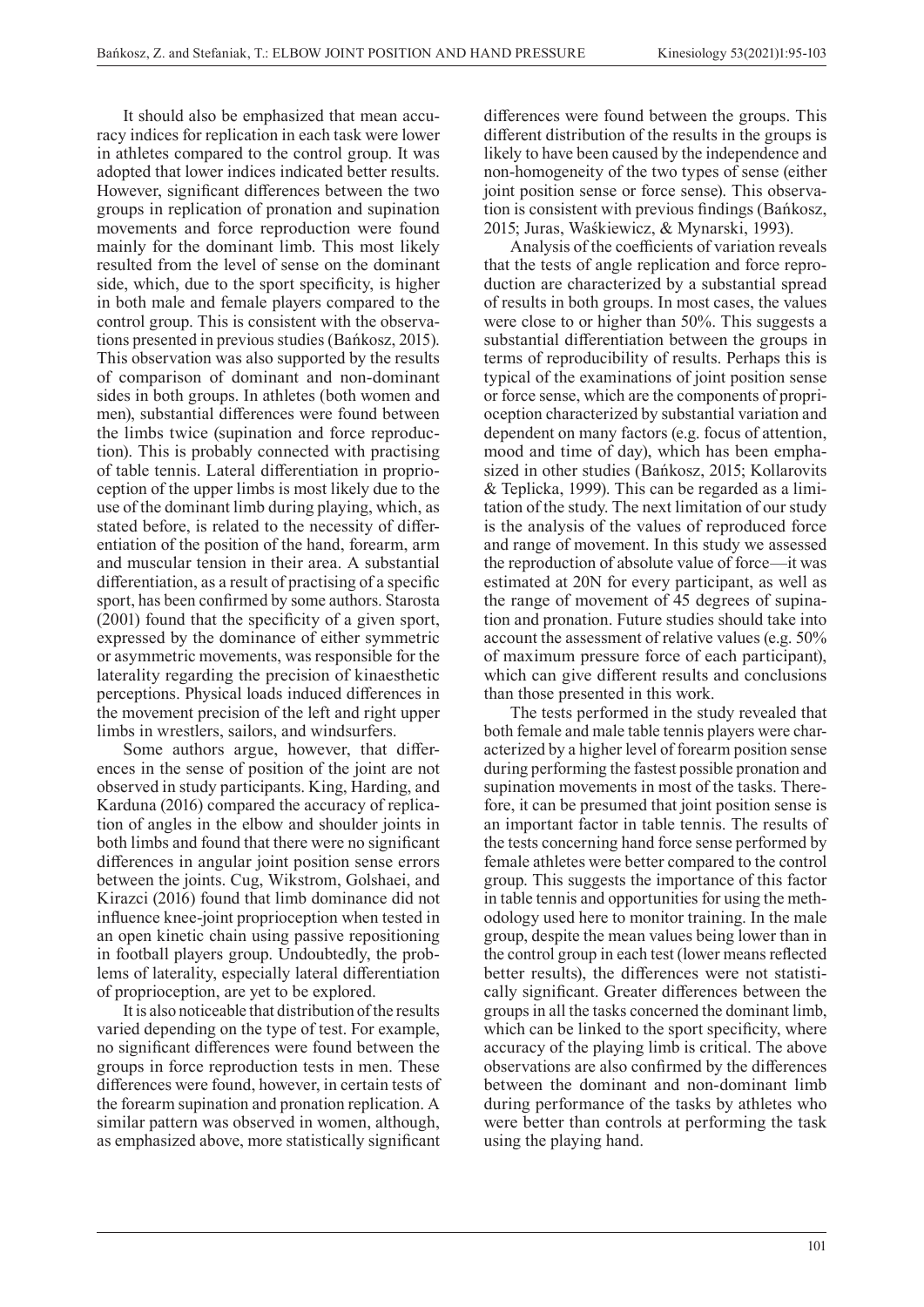It should also be emphasized that mean accuracy indices for replication in each task were lower in athletes compared to the control group. It was adopted that lower indices indicated better results. However, significant differences between the two groups in replication of pronation and supination movements and force reproduction were found mainly for the dominant limb. This most likely resulted from the level of sense on the dominant side, which, due to the sport specificity, is higher in both male and female players compared to the control group. This is consistent with the observations presented in previous studies (Bańkosz, 2015). This observation was also supported by the results of comparison of dominant and non-dominant sides in both groups. In athletes (both women and men), substantial differences were found between the limbs twice (supination and force reproduction). This is probably connected with practising of table tennis. Lateral differentiation in proprioception of the upper limbs is most likely due to the use of the dominant limb during playing, which, as stated before, is related to the necessity of differentiation of the position of the hand, forearm, arm and muscular tension in their area. A substantial differentiation, as a result of practising of a specific sport, has been confirmed by some authors. Starosta (2001) found that the specificity of a given sport, expressed by the dominance of either symmetric or asymmetric movements, was responsible for the laterality regarding the precision of kinaesthetic perceptions. Physical loads induced differences in the movement precision of the left and right upper limbs in wrestlers, sailors, and windsurfers.

Some authors argue, however, that differences in the sense of position of the joint are not observed in study participants. King, Harding, and Karduna (2016) compared the accuracy of replication of angles in the elbow and shoulder joints in both limbs and found that there were no significant differences in angular joint position sense errors between the joints. Cug, Wikstrom, Golshaei, and Kirazci (2016) found that limb dominance did not influence knee-joint proprioception when tested in an open kinetic chain using passive repositioning in football players group. Undoubtedly, the problems of laterality, especially lateral differentiation of proprioception, are yet to be explored.

It is also noticeable that distribution of the results varied depending on the type of test. For example, no significant differences were found between the groups in force reproduction tests in men. These differences were found, however, in certain tests of the forearm supination and pronation replication. A similar pattern was observed in women, although, as emphasized above, more statistically significant differences were found between the groups. This different distribution of the results in the groups is likely to have been caused by the independence and non-homogeneity of the two types of sense (either joint position sense or force sense). This observation is consistent with previous findings (Bańkosz, 2015; Juras, Waśkiewicz, & Mynarski, 1993).

Analysis of the coefficients of variation reveals that the tests of angle replication and force reproduction are characterized by a substantial spread of results in both groups. In most cases, the values were close to or higher than 50%. This suggests a substantial differentiation between the groups in terms of reproducibility of results. Perhaps this is typical of the examinations of joint position sense or force sense, which are the components of proprioception characterized by substantial variation and dependent on many factors (e.g. focus of attention, mood and time of day), which has been emphasized in other studies (Bańkosz, 2015; Kollarovits & Teplicka, 1999). This can be regarded as a limitation of the study. The next limitation of our study is the analysis of the values of reproduced force and range of movement. In this study we assessed the reproduction of absolute value of force—it was estimated at 20N for every participant, as well as the range of movement of 45 degrees of supination and pronation. Future studies should take into account the assessment of relative values (e.g. 50% of maximum pressure force of each participant), which can give different results and conclusions than those presented in this work.

The tests performed in the study revealed that both female and male table tennis players were characterized by a higher level of forearm position sense during performing the fastest possible pronation and supination movements in most of the tasks. Therefore, it can be presumed that joint position sense is an important factor in table tennis. The results of the tests concerning hand force sense performed by female athletes were better compared to the control group. This suggests the importance of this factor in table tennis and opportunities for using the methodology used here to monitor training. In the male group, despite the mean values being lower than in the control group in each test (lower means reflected better results), the differences were not statistically significant. Greater differences between the groups in all the tasks concerned the dominant limb, which can be linked to the sport specificity, where accuracy of the playing limb is critical. The above observations are also confirmed by the differences between the dominant and non-dominant limb during performance of the tasks by athletes who were better than controls at performing the task using the playing hand.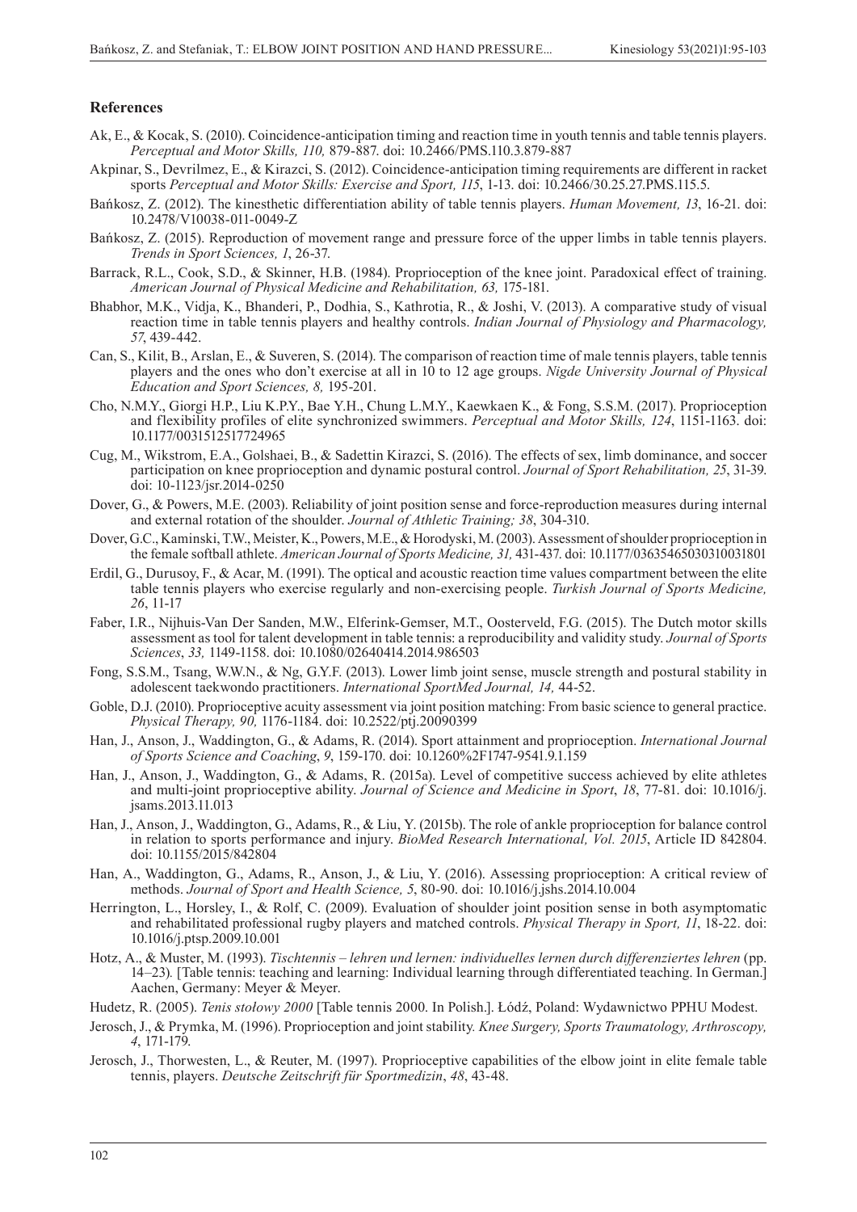## References

Ak, E., & Kocak, S. (2010). Coincidence-anticipation timing and reaction time in youth tennis and table tennis players. *Perceptual and Motor Skills, 110,* 879-887. doi: 10.2466/PMS.110.3.879-887

Akpinar, S., Devrilmez, E., & Kirazci, S. (2012). Coincidence-anticipation timing requirements are different in racket sports *Perceptual and Motor Skills: Exercise and Sport, 115*, 1-13. doi: 10.2466/30.25.27.PMS.115.5.

Bańkosz, Z. (2012). The kinesthetic differentiation ability of table tennis players. *Human Movement, 13*, 16-21. doi: 10.2478/V10038-011-0049-Z

Bańkosz, Z. (2015). Reproduction of movement range and pressure force of the upper limbs in table tennis players. *Trends in Sport Sciences, 1*, 26-37.

Barrack, R.L., Cook, S.D., & Skinner, H.B. (1984). Proprioception of the knee joint. Paradoxical effect of training. *American Journal of Physical Medicine and Rehabilitation, 63,* 175-181.

Bhabhor, M.K., Vidja, K., Bhanderi, P., Dodhia, S., Kathrotia, R., & Joshi, V. (2013). A comparative study of visual reaction time in table tennis players and healthy controls. *Indian Journal of Physiology and Pharmacology, 57*, 439-442.

Can, S., Kilit, B., Arslan, E., & Suveren, S. (2014). The comparison of reaction time of male tennis players, table tennis players and the ones who don't exercise at all in 10 to 12 age groups. *Nigde University Journal of Physical Education and Sport Sciences, 8,* 195-201.

Cho, N.M.Y., Giorgi H.P., Liu K.P.Y., Bae Y.H., Chung L.M.Y., Kaewkaen K., & Fong, S.S.M. (2017). Proprioception and flexibility profiles of elite synchronized swimmers. *Perceptual and Motor Skills, 124*, 1151-1163. doi: 10.1177/0031512517724965

Cug, M., Wikstrom, E.A., Golshaei, B., & Sadettin Kirazci, S. (2016). The effects of sex, limb dominance, and soccer participation on knee proprioception and dynamic postural control. *Journal of Sport Rehabilitation, 25*, 31-39. doi: 10-1123/jsr.2014-0250

Dover, G., & Powers, M.E. (2003). Reliability of joint position sense and force-reproduction measures during internal and external rotation of the shoulder. *Journal of Athletic Training; 38*, 304-310.

Dover, G.C., Kaminski, T.W., Meister, K., Powers, M.E., & Horodyski, M. (2003). Assessment of shoulder proprioception in the female softball athlete. *American Journal of Sports Medicine, 31,* 431-437. doi: 10.1177/03635465030310031801

Erdil, G., Durusoy, F., & Acar, M. (1991). The optical and acoustic reaction time values compartment between the elite table tennis players who exercise regularly and non-exercising people. *Turkish Journal of Sports Medicine, 26*, 11-17

Faber, I.R., Nijhuis-Van Der Sanden, M.W., Elferink-Gemser, M.T., Oosterveld, F.G. (2015). The Dutch motor skills assessment as tool for talent development in table tennis: a reproducibility and validity study. *Journal of Sports Sciences*, *33,* 1149-1158. doi: 10.1080/02640414.2014.986503

Fong, S.S.M., Tsang, W.W.N., & Ng, G.Y.F. (2013). Lower limb joint sense, muscle strength and postural stability in adolescent taekwondo practitioners. *International SportMed Journal, 14,* 44-52.

Goble, D.J. (2010). Proprioceptive acuity assessment via joint position matching: From basic science to general practice. *Physical Therapy, 90,* 1176-1184. doi: 10.2522/ptj.20090399

Han, J., Anson, J., Waddington, G., & Adams, R. (2014). Sport attainment and proprioception. *International Journal of Sports Science and Coaching*, *9*, 159-170. doi: 10.1260%2F1747-9541.9.1.159

Han, J., Anson, J., Waddington, G., & Adams, R. (2015a). Level of competitive success achieved by elite athletes and multi-joint proprioceptive ability. *Journal of Science and Medicine in Sport*, *18*, 77-81. doi: 10.1016/j.jsams.2013.11.013

Han, J., Anson, J., Waddington, G., Adams, R., & Liu, Y. (2015b). The role of ankle proprioception for balance control in relation to sports performance and injury. *BioMed Research International, Vol. 2015*, Article ID 842804. doi: 10.1155/2015/842804

Han, A., Waddington, G., Adams, R., Anson, J., & Liu, Y. (2016). Assessing proprioception: A critical review of methods. *Journal of Sport and Health Science, 5*, 80-90. doi: 10.1016/j.jshs.2014.10.004

Herrington, L., Horsley, I., & Rolf, C. (2009). Evaluation of shoulder joint position sense in both asymptomatic and rehabilitated professional rugby players and matched controls. *Physical Therapy in Sport, 11*, 18-22. doi: 10.1016/j.ptsp.2009.10.001

Hotz, A., & Muster, M. (1993). *Tischtennis – lehren und lernen: individuelles lernen durch differenziertes lehren* (pp. 14–23)*.* [Table tennis: teaching and learning: Individual learning through differentiated teaching. In German.] Aachen, Germany: Meyer & Meyer.

Hudetz, R. (2005). *Tenis stołowy 2000* [Table tennis 2000. In Polish.]. Łódź, Poland: Wydawnictwo PPHU Modest.

Jerosch, J., & Prymka, M. (1996). Proprioception and joint stability. *Knee Surgery, Sports Traumatology, Arthroscopy, 4*, 171-179.

Jerosch, J., Thorwesten, L., & Reuter, M. (1997). Proprioceptive capabilities of the elbow joint in elite female table tennis, players. *Deutsche Zeitschrift für Sportmedizin*, *48*, 43-48.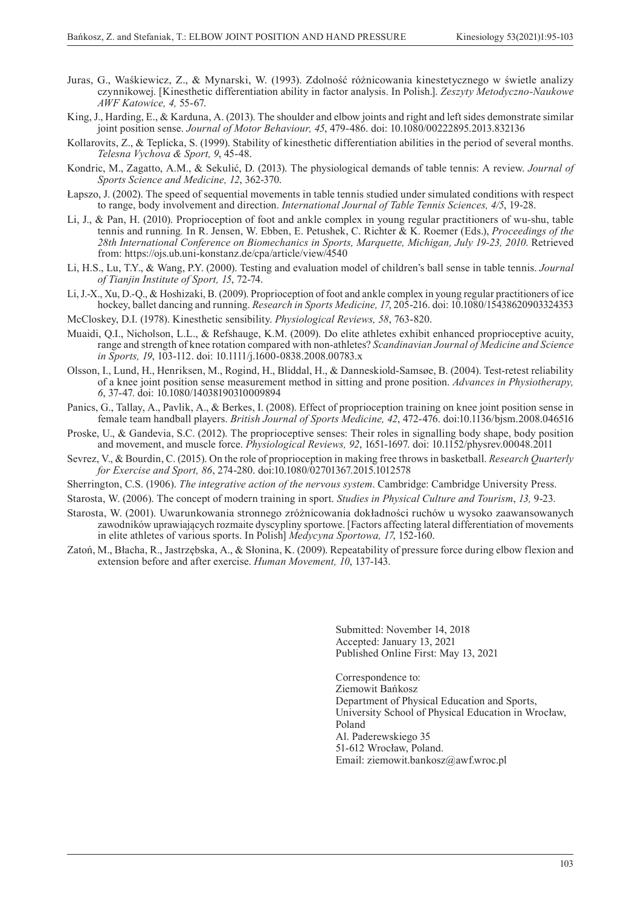Juras, G., Waśkiewicz, Z., & Mynarski, W. (1993). Zdolność różnicowania kinestetycznego w świetle analizy czynnikowej. [Kinesthetic differentiation ability in factor analysis. In Polish.]. *Zeszyty Metodyczno-Naukowe AWF Katowice, 4,* 55-67.

King, J., Harding, E., & Karduna, A. (2013). The shoulder and elbow joints and right and left sides demonstrate similar joint position sense. *Journal of Motor Behaviour, 45*, 479-486. doi: 10.1080/00222895.2013.832136

Kollarovits, Z., & Teplicka, S. (1999). Stability of kinesthetic differentiation abilities in the period of several months. *Telesna Vychova & Sport, 9*, 45-48.

Kondric, M., Zagatto, A.M., & Sekulić, D. (2013). The physiological demands of table tennis: A review. *Journal of Sports Science and Medicine, 12*, 362-370.

Łapszo, J. (2002). The speed of sequential movements in table tennis studied under simulated conditions with respect to range, body involvement and direction. *International Journal of Table Tennis Sciences, 4/5*, 19-28.

Li, J., & Pan, H. (2010). Proprioception of foot and ankle complex in young regular practitioners of wu-shu, table tennis and running. In R. Jensen, W. Ebben, E. Petushek, C. Richter & K. Roemer (Eds.), *Proceedings of the 28th International Conference on Biomechanics in Sports, Marquette, Michigan, July 19-23, 2010*. Retrieved from: https://ojs.ub.uni-konstanz.de/cpa/article/view/4540

Li, H.S., Lu, T.Y., & Wang, P.Y. (2000). Testing and evaluation model of children's ball sense in table tennis. *Journal of Tianjin Institute of Sport, 15*, 72-74.

Li, J.-X., Xu, D.-Q., & Hoshizaki, B. (2009). Proprioception of foot and ankle complex in young regular practitioners of ice hockey, ballet dancing and running. *Research in Sports Medicine, 17*, 205-216. doi: 10.1080/15438620903324353

McCloskey, D.I. (1978). Kinesthetic sensibility. *Physiological Reviews, 58*, 763-820.

Muaidi, Q.I., Nicholson, L.L., & Refshauge, K.M. (2009). Do elite athletes exhibit enhanced proprioceptive acuity, range and strength of knee rotation compared with non-athletes? *Scandinavian Journal of Medicine and Science in Sports, 19*, 103-112. doi: 10.1111/j.1600-0838.2008.00783.x

Olsson, I., Lund, H., Henriksen, M., Rogind, H., Bliddal, H., & Danneskiold-Samsøe, B. (2004). Test-retest reliability of a knee joint position sense measurement method in sitting and prone position. *Advances in Physiotherapy, 6*, 37-47. doi: 10.1080/14038190310009894

Panics, G., Tallay, A., Pavlik, A., & Berkes, I. (2008). Effect of proprioception training on knee joint position sense in female team handball players. *British Journal of Sports Medicine, 42*, 472-476. doi:10.1136/bjsm.2008.046516

Proske, U., & Gandevia, S.C. (2012). The proprioceptive senses: Their roles in signalling body shape, body position and movement, and muscle force. *Physiological Reviews, 92*, 1651-1697. doi: 10.1152/physrev.00048.2011

Sevrez, V., & Bourdin, C. (2015). On the role of proprioception in making free throws in basketball. *Research Quarterly for Exercise and Sport, 86*, 274-280. doi:10.1080/02701367.2015.1012578

Sherrington, C.S. (1906). *The integrative action of the nervous system*. Cambridge: Cambridge University Press.

Starosta, W. (2006). The concept of modern training in sport. *Studies in Physical Culture and Tourism*, *13,* 9-23.

Starosta, W. (2001). Uwarunkowania stronnego zróżnicowania dokładności ruchów u wysoko zaawansowanych zawodników uprawiających rozmaite dyscypliny sportowe. [Factors affecting lateral differentiation of movements in elite athletes of various sports. In Polish] *Medycyna Sportowa, 17*, 152-160.

Zatoń, M., Błacha, R., Jastrzębska, A., & Słonina, K. (2009). Repeatability of pressure force during elbow flexion and extension before and after exercise. *Human Movement, 10*, 137-143.

Submitted: November 14, 2018
Accepted: January 13, 2021
Published Online First: May 13, 2021

Correspondence to:
Ziemowit Bańkosz
Department of Physical Education and Sports,
University School of Physical Education in Wrocław,
Poland
Al. Paderewskiego 35
51-612 Wrocław, Poland.
Email: ziemowit.bankosz@awf.wroc.pl